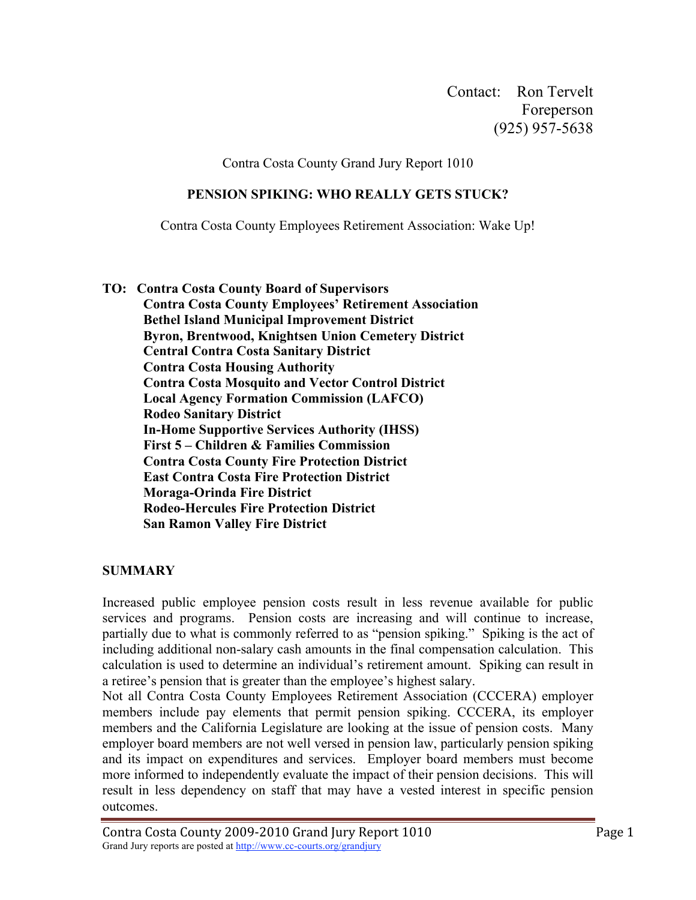Contact: Ron Tervelt
Foreperson
(925) 957-5638

Contra Costa County Grand Jury Report 1010

# PENSION SPIKING: WHO REALLY GETS STUCK?

Contra Costa County Employees Retirement Association: Wake Up!

**TO: Contra Costa County Board of Supervisors**
**Contra Costa County Employees' Retirement Association**
**Bethel Island Municipal Improvement District**
**Byron, Brentwood, Knightsen Union Cemetery District**
**Central Contra Costa Sanitary District**
**Contra Costa Housing Authority**
**Contra Costa Mosquito and Vector Control District**
**Local Agency Formation Commission (LAFCO)**
**Rodeo Sanitary District**
**In-Home Supportive Services Authority (IHSS)**
**First 5 – Children & Families Commission**
**Contra Costa County Fire Protection District**
**East Contra Costa Fire Protection District**
**Moraga-Orinda Fire District**
**Rodeo-Hercules Fire Protection District**
**San Ramon Valley Fire District**

## SUMMARY

Increased public employee pension costs result in less revenue available for public services and programs. Pension costs are increasing and will continue to increase, partially due to what is commonly referred to as "pension spiking." Spiking is the act of including additional non-salary cash amounts in the final compensation calculation. This calculation is used to determine an individual's retirement amount. Spiking can result in a retiree's pension that is greater than the employee's highest salary.

Not all Contra Costa County Employees Retirement Association (CCCERA) employer members include pay elements that permit pension spiking. CCCERA, its employer members and the California Legislature are looking at the issue of pension costs. Many employer board members are not well versed in pension law, particularly pension spiking and its impact on expenditures and services. Employer board members must become more informed to independently evaluate the impact of their pension decisions. This will result in less dependency on staff that may have a vested interest in specific pension outcomes.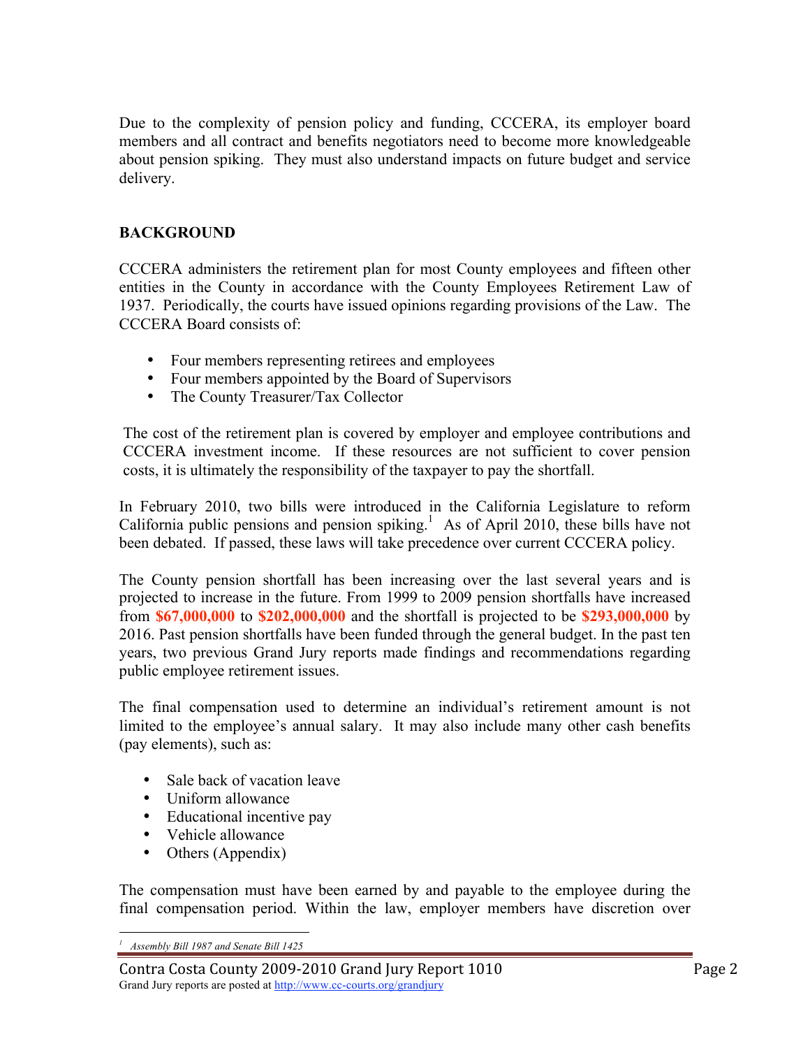Due to the complexity of pension policy and funding, CCCERA, its employer board members and all contract and benefits negotiators need to become more knowledgeable about pension spiking. They must also understand impacts on future budget and service delivery.

**BACKGROUND**

CCCERA administers the retirement plan for most County employees and fifteen other entities in the County in accordance with the County Employees Retirement Law of 1937. Periodically, the courts have issued opinions regarding provisions of the Law. The CCCERA Board consists of:

- Four members representing retirees and employees
- Four members appointed by the Board of Supervisors
- The County Treasurer/Tax Collector

The cost of the retirement plan is covered by employer and employee contributions and CCCERA investment income. If these resources are not sufficient to cover pension costs, it is ultimately the responsibility of the taxpayer to pay the shortfall.

In February 2010, two bills were introduced in the California Legislature to reform California public pensions and pension spiking.[1] As of April 2010, these bills have not been debated. If passed, these laws will take precedence over current CCCERA policy.

The County pension shortfall has been increasing over the last several years and is projected to increase in the future. From 1999 to 2009 pension shortfalls have increased from **$67,000,000** to **$202,000,000** and the shortfall is projected to be **$293,000,000** by 2016. Past pension shortfalls have been funded through the general budget. In the past ten years, two previous Grand Jury reports made findings and recommendations regarding public employee retirement issues.

The final compensation used to determine an individual's retirement amount is not limited to the employee's annual salary. It may also include many other cash benefits (pay elements), such as:

- Sale back of vacation leave
- Uniform allowance
- Educational incentive pay
- Vehicle allowance
- Others (Appendix)

The compensation must have been earned by and payable to the employee during the final compensation period. Within the law, employer members have discretion over

[1] *Assembly Bill 1987 and Senate Bill 1425*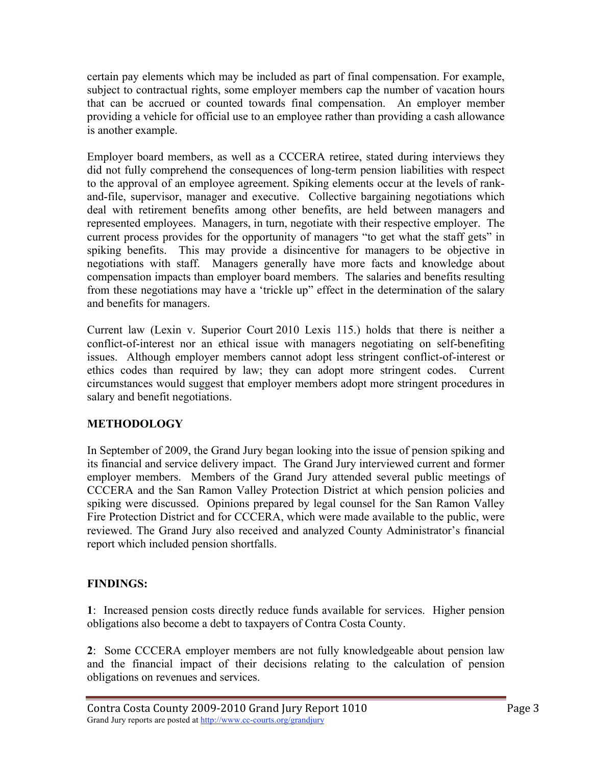certain pay elements which may be included as part of final compensation. For example, subject to contractual rights, some employer members cap the number of vacation hours that can be accrued or counted towards final compensation. An employer member providing a vehicle for official use to an employee rather than providing a cash allowance is another example.

Employer board members, as well as a CCCERA retiree, stated during interviews they did not fully comprehend the consequences of long-term pension liabilities with respect to the approval of an employee agreement. Spiking elements occur at the levels of rank-and-file, supervisor, manager and executive. Collective bargaining negotiations which deal with retirement benefits among other benefits, are held between managers and represented employees. Managers, in turn, negotiate with their respective employer. The current process provides for the opportunity of managers "to get what the staff gets" in spiking benefits. This may provide a disincentive for managers to be objective in negotiations with staff. Managers generally have more facts and knowledge about compensation impacts than employer board members. The salaries and benefits resulting from these negotiations may have a 'trickle up" effect in the determination of the salary and benefits for managers.

Current law (Lexin v. Superior Court 2010 Lexis 115.) holds that there is neither a conflict-of-interest nor an ethical issue with managers negotiating on self-benefiting issues. Although employer members cannot adopt less stringent conflict-of-interest or ethics codes than required by law; they can adopt more stringent codes. Current circumstances would suggest that employer members adopt more stringent procedures in salary and benefit negotiations.

## METHODOLOGY

In September of 2009, the Grand Jury began looking into the issue of pension spiking and its financial and service delivery impact. The Grand Jury interviewed current and former employer members. Members of the Grand Jury attended several public meetings of CCCERA and the San Ramon Valley Protection District at which pension policies and spiking were discussed. Opinions prepared by legal counsel for the San Ramon Valley Fire Protection District and for CCCERA, which were made available to the public, were reviewed. The Grand Jury also received and analyzed County Administrator's financial report which included pension shortfalls.

## FINDINGS:

**1**: Increased pension costs directly reduce funds available for services. Higher pension obligations also become a debt to taxpayers of Contra Costa County.

**2**: Some CCCERA employer members are not fully knowledgeable about pension law and the financial impact of their decisions relating to the calculation of pension obligations on revenues and services.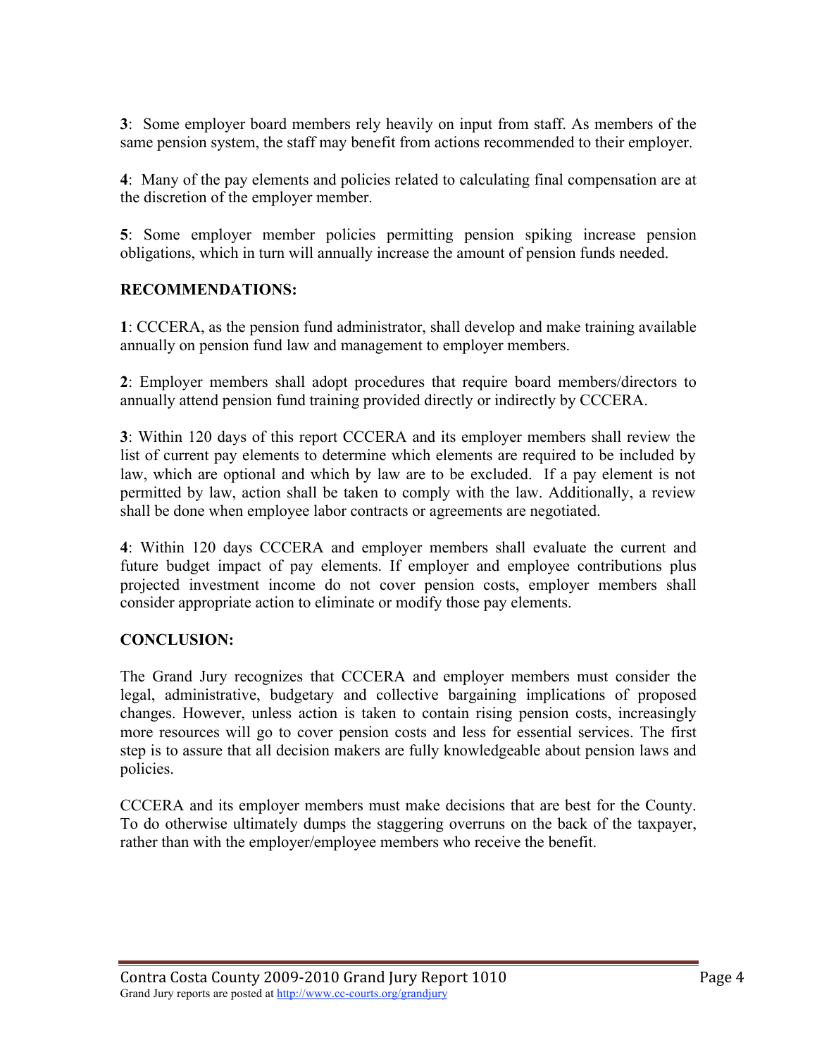**3**: Some employer board members rely heavily on input from staff. As members of the same pension system, the staff may benefit from actions recommended to their employer.

**4**: Many of the pay elements and policies related to calculating final compensation are at the discretion of the employer member.

**5**: Some employer member policies permitting pension spiking increase pension obligations, which in turn will annually increase the amount of pension funds needed.

## RECOMMENDATIONS:

**1**: CCCERA, as the pension fund administrator, shall develop and make training available annually on pension fund law and management to employer members.

**2**: Employer members shall adopt procedures that require board members/directors to annually attend pension fund training provided directly or indirectly by CCCERA.

**3**: Within 120 days of this report CCCERA and its employer members shall review the list of current pay elements to determine which elements are required to be included by law, which are optional and which by law are to be excluded. If a pay element is not permitted by law, action shall be taken to comply with the law. Additionally, a review shall be done when employee labor contracts or agreements are negotiated.

**4**: Within 120 days CCCERA and employer members shall evaluate the current and future budget impact of pay elements. If employer and employee contributions plus projected investment income do not cover pension costs, employer members shall consider appropriate action to eliminate or modify those pay elements.

## CONCLUSION:

The Grand Jury recognizes that CCCERA and employer members must consider the legal, administrative, budgetary and collective bargaining implications of proposed changes. However, unless action is taken to contain rising pension costs, increasingly more resources will go to cover pension costs and less for essential services. The first step is to assure that all decision makers are fully knowledgeable about pension laws and policies.

CCCERA and its employer members must make decisions that are best for the County. To do otherwise ultimately dumps the staggering overruns on the back of the taxpayer, rather than with the employer/employee members who receive the benefit.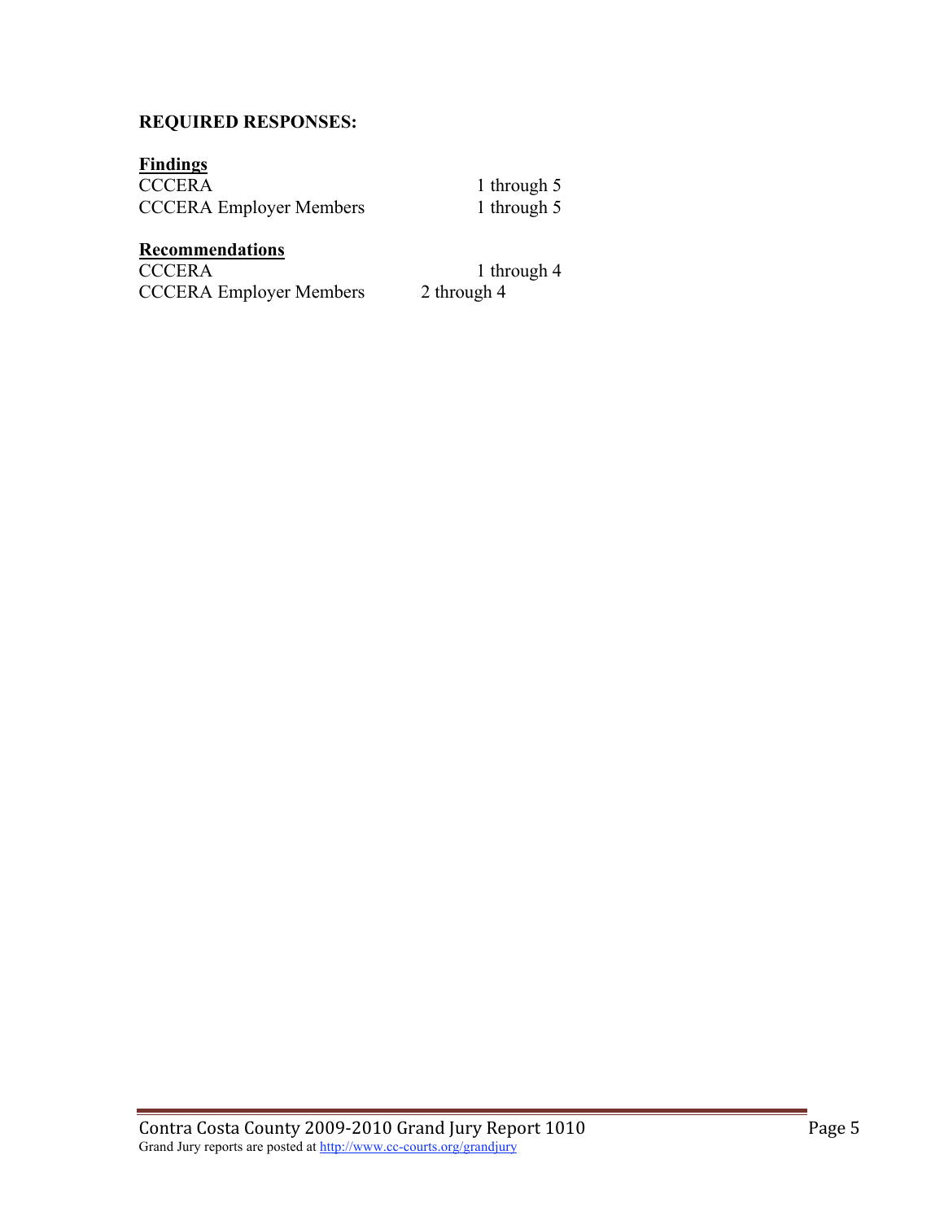**REQUIRED RESPONSES:**

**Findings**

| | |
|---|---|
| CCCERA | 1 through 5 |
| CCCERA Employer Members | 1 through 5 |

**Recommendations**

| | |
|---|---|
| CCCERA | 1 through 4 |
| CCCERA Employer Members | 2 through 4 |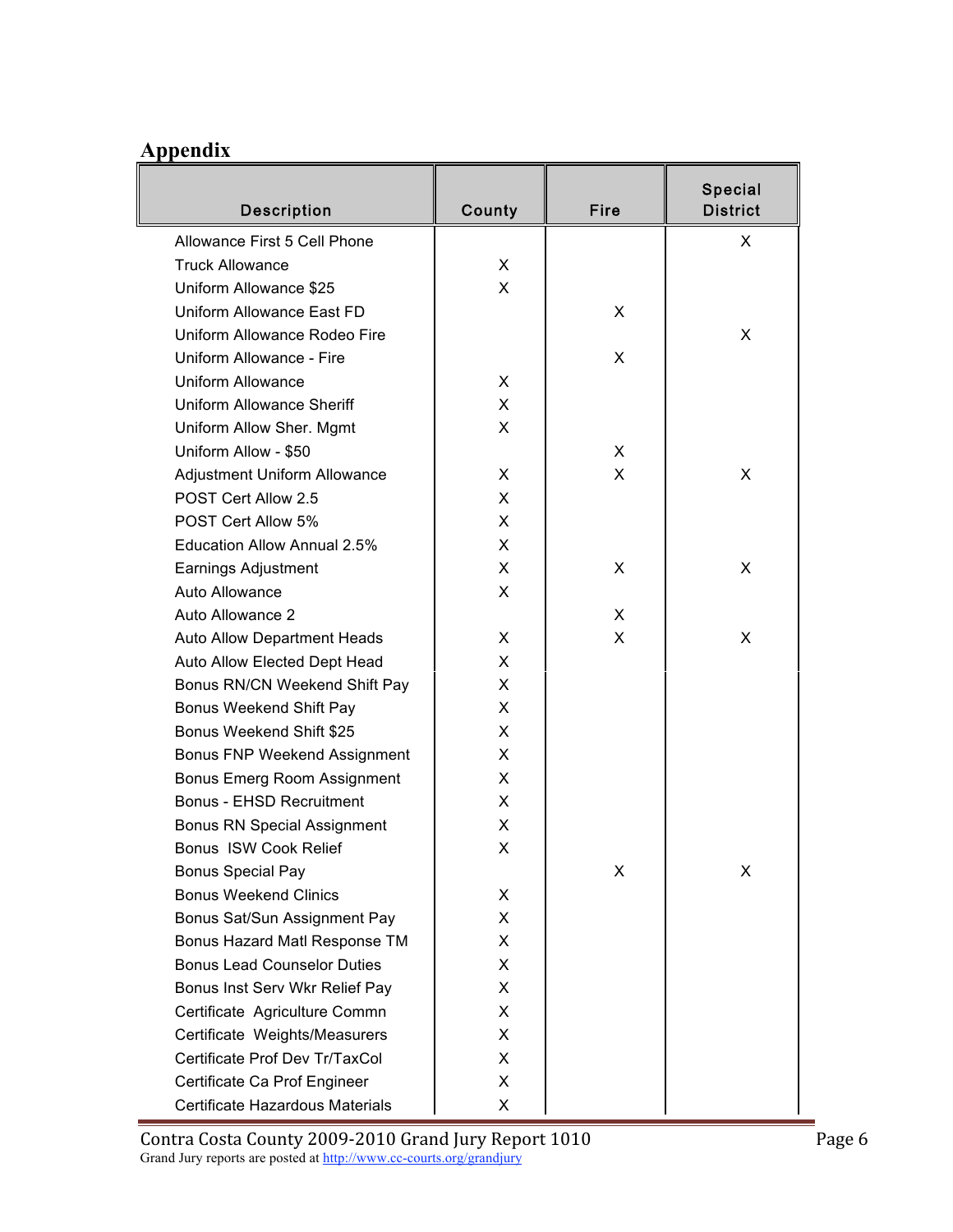## Appendix

| Description | County | Fire | Special District |
|---|---|---|---|
| Allowance First 5 Cell Phone | | | X |
| Truck Allowance | X | | |
| Uniform Allowance $25 | X | | |
| Uniform Allowance East FD | | X | |
| Uniform Allowance Rodeo Fire | | | X |
| Uniform Allowance - Fire | | X | |
| Uniform Allowance | X | | |
| Uniform Allowance Sheriff | X | | |
| Uniform Allow Sher. Mgmt | X | | |
| Uniform Allow - $50 | | X | |
| Adjustment Uniform Allowance | X | X | X |
| POST Cert Allow 2.5 | X | | |
| POST Cert Allow 5% | X | | |
| Education Allow Annual 2.5% | X | | |
| Earnings Adjustment | X | X | X |
| Auto Allowance | X | | |
| Auto Allowance 2 | | X | |
| Auto Allow Department Heads | X | X | X |
| Auto Allow Elected Dept Head | X | | |
| Bonus RN/CN Weekend Shift Pay | X | | |
| Bonus Weekend Shift Pay | X | | |
| Bonus Weekend Shift $25 | X | | |
| Bonus FNP Weekend Assignment | X | | |
| Bonus Emerg Room Assignment | X | | |
| Bonus - EHSD Recruitment | X | | |
| Bonus RN Special Assignment | X | | |
| Bonus ISW Cook Relief | X | | |
| Bonus Special Pay | | X | X |
| Bonus Weekend Clinics | X | | |
| Bonus Sat/Sun Assignment Pay | X | | |
| Bonus Hazard Matl Response TM | X | | |
| Bonus Lead Counselor Duties | X | | |
| Bonus Inst Serv Wkr Relief Pay | X | | |
| Certificate Agriculture Commn | X | | |
| Certificate Weights/Measurers | X | | |
| Certificate Prof Dev Tr/TaxCol | X | | |
| Certificate Ca Prof Engineer | X | | |
| Certificate Hazardous Materials | X | | |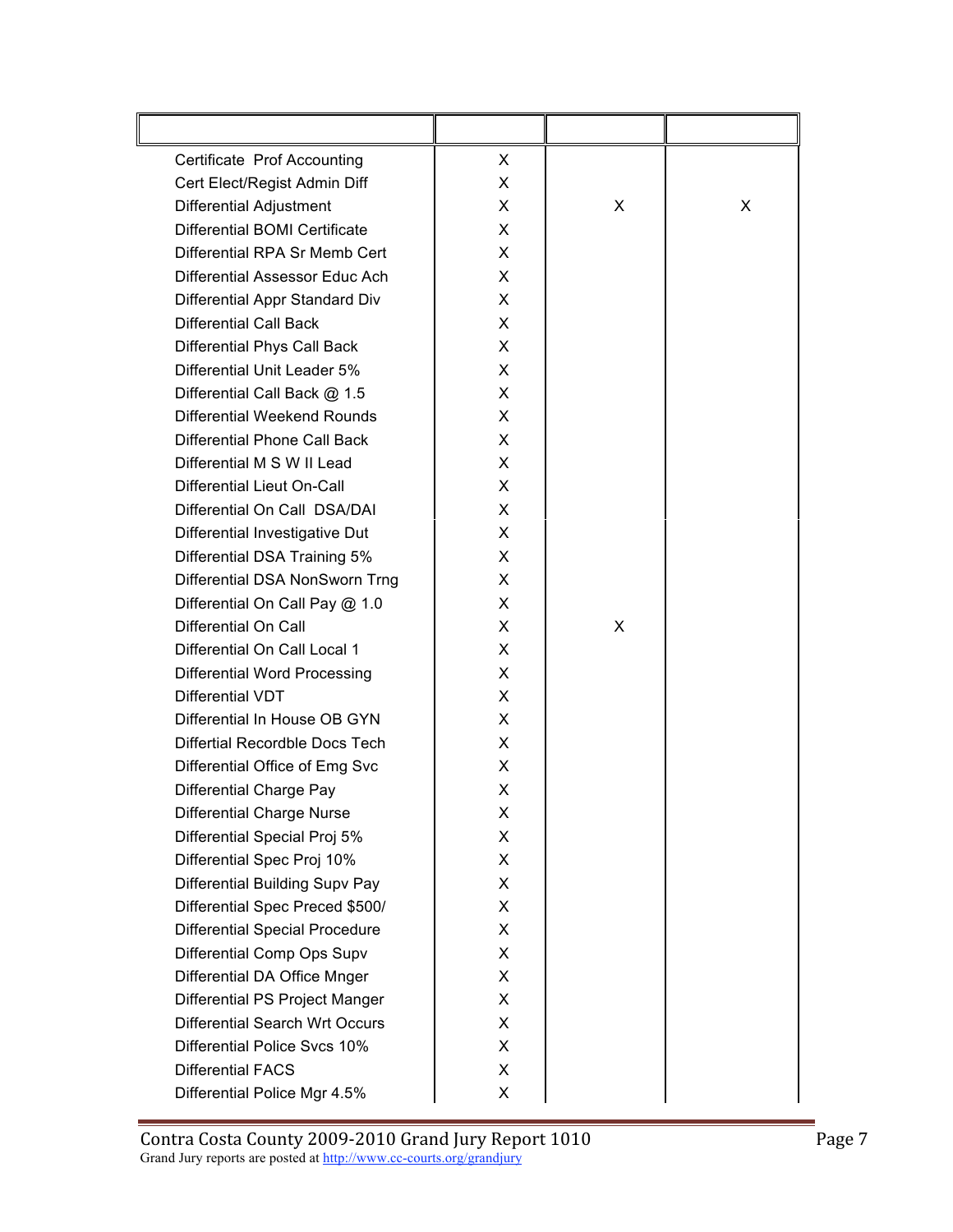| | | | |
|---|---|---|---|
| Certificate Prof Accounting | X | | |
| Cert Elect/Regist Admin Diff | X | | |
| Differential Adjustment | X | X | X |
| Differential BOMI Certificate | X | | |
| Differential RPA Sr Memb Cert | X | | |
| Differential Assessor Educ Ach | X | | |
| Differential Appr Standard Div | X | | |
| Differential Call Back | X | | |
| Differential Phys Call Back | X | | |
| Differential Unit Leader 5% | X | | |
| Differential Call Back @ 1.5 | X | | |
| Differential Weekend Rounds | X | | |
| Differential Phone Call Back | X | | |
| Differential M S W II Lead | X | | |
| Differential Lieut On-Call | X | | |
| Differential On Call DSA/DAI | X | | |
| Differential Investigative Dut | X | | |
| Differential DSA Training 5% | X | | |
| Differential DSA NonSworn Trng | X | | |
| Differential On Call Pay @ 1.0 | X | | |
| Differential On Call | X | X | |
| Differential On Call Local 1 | X | | |
| Differential Word Processing | X | | |
| Differential VDT | X | | |
| Differential In House OB GYN | X | | |
| Differtial Recordble Docs Tech | X | | |
| Differential Office of Emg Svc | X | | |
| Differential Charge Pay | X | | |
| Differential Charge Nurse | X | | |
| Differential Special Proj 5% | X | | |
| Differential Spec Proj 10% | X | | |
| Differential Building Supv Pay | X | | |
| Differential Spec Preced $500/ | X | | |
| Differential Special Procedure | X | | |
| Differential Comp Ops Supv | X | | |
| Differential DA Office Mnger | X | | |
| Differential PS Project Manger | X | | |
| Differential Search Wrt Occurs | X | | |
| Differential Police Svcs 10% | X | | |
| Differential FACS | X | | |
| Differential Police Mgr 4.5% | X | | |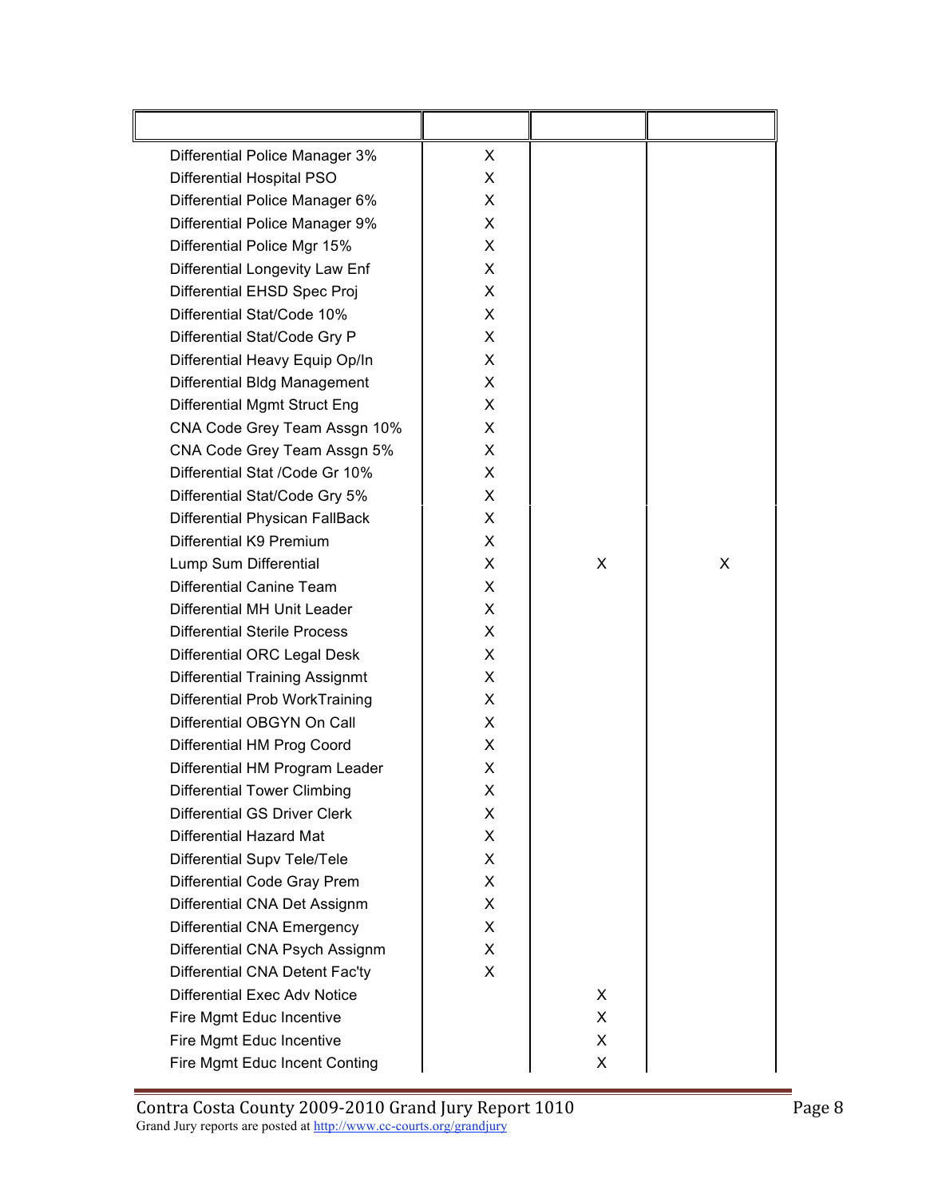| | | | |
|---|---|---|---|
| Differential Police Manager 3% | X | | |
| Differential Hospital PSO | X | | |
| Differential Police Manager 6% | X | | |
| Differential Police Manager 9% | X | | |
| Differential Police Mgr 15% | X | | |
| Differential Longevity Law Enf | X | | |
| Differential EHSD Spec Proj | X | | |
| Differential Stat/Code 10% | X | | |
| Differential Stat/Code Gry P | X | | |
| Differential Heavy Equip Op/In | X | | |
| Differential Bldg Management | X | | |
| Differential Mgmt Struct Eng | X | | |
| CNA Code Grey Team Assgn 10% | X | | |
| CNA Code Grey Team Assgn 5% | X | | |
| Differential Stat /Code Gr 10% | X | | |
| Differential Stat/Code Gry 5% | X | | |
| Differential Physican FallBack | X | | |
| Differential K9 Premium | X | | |
| Lump Sum Differential | X | X | X |
| Differential Canine Team | X | | |
| Differential MH Unit Leader | X | | |
| Differential Sterile Process | X | | |
| Differential ORC Legal Desk | X | | |
| Differential Training Assignmt | X | | |
| Differential Prob WorkTraining | X | | |
| Differential OBGYN On Call | X | | |
| Differential HM Prog Coord | X | | |
| Differential HM Program Leader | X | | |
| Differential Tower Climbing | X | | |
| Differential GS Driver Clerk | X | | |
| Differential Hazard Mat | X | | |
| Differential Supv Tele/Tele | X | | |
| Differential Code Gray Prem | X | | |
| Differential CNA Det Assignm | X | | |
| Differential CNA Emergency | X | | |
| Differential CNA Psych Assignm | X | | |
| Differential CNA Detent Fac'ty | X | | |
| Differential Exec Adv Notice | | X | |
| Fire Mgmt Educ Incentive | | X | |
| Fire Mgmt Educ Incentive | | X | |
| Fire Mgmt Educ Incent Conting | | X | |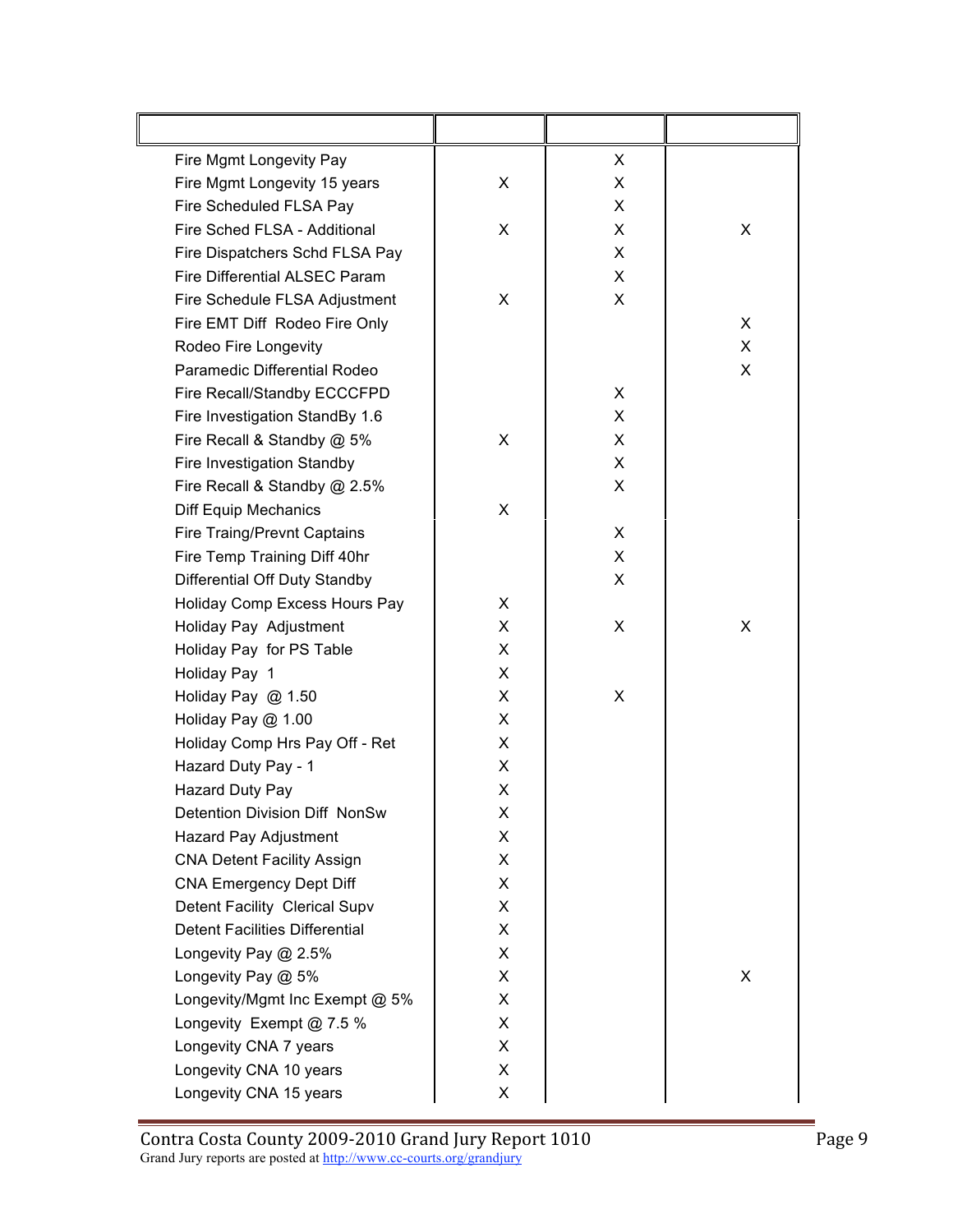| | | | |
|---|---|---|---|
| Fire Mgmt Longevity Pay | | X | |
| Fire Mgmt Longevity 15 years | X | X | |
| Fire Scheduled FLSA Pay | | X | |
| Fire Sched FLSA - Additional | X | X | X |
| Fire Dispatchers Schd FLSA Pay | | X | |
| Fire Differential ALSEC Param | | X | |
| Fire Schedule FLSA Adjustment | X | X | |
| Fire EMT Diff Rodeo Fire Only | | | X |
| Rodeo Fire Longevity | | | X |
| Paramedic Differential Rodeo | | | X |
| Fire Recall/Standby ECCCFPD | | X | |
| Fire Investigation StandBy 1.6 | | X | |
| Fire Recall & Standby @ 5% | X | X | |
| Fire Investigation Standby | | X | |
| Fire Recall & Standby @ 2.5% | | X | |
| Diff Equip Mechanics | X | | |
| Fire Traing/Prevnt Captains | | X | |
| Fire Temp Training Diff 40hr | | X | |
| Differential Off Duty Standby | | X | |
| Holiday Comp Excess Hours Pay | X | | |
| Holiday Pay Adjustment | X | X | X |
| Holiday Pay for PS Table | X | | |
| Holiday Pay 1 | X | | |
| Holiday Pay @ 1.50 | X | X | |
| Holiday Pay @ 1.00 | X | | |
| Holiday Comp Hrs Pay Off - Ret | X | | |
| Hazard Duty Pay - 1 | X | | |
| Hazard Duty Pay | X | | |
| Detention Division Diff NonSw | X | | |
| Hazard Pay Adjustment | X | | |
| CNA Detent Facility Assign | X | | |
| CNA Emergency Dept Diff | X | | |
| Detent Facility Clerical Supv | X | | |
| Detent Facilities Differential | X | | |
| Longevity Pay @ 2.5% | X | | |
| Longevity Pay @ 5% | X | | X |
| Longevity/Mgmt Inc Exempt @ 5% | X | | |
| Longevity Exempt @ 7.5 % | X | | |
| Longevity CNA 7 years | X | | |
| Longevity CNA 10 years | X | | |
| Longevity CNA 15 years | X | | |

Contra Costa County 2009-2010 Grand Jury Report 1010

Grand Jury reports are posted at http://www.cc-courts.org/grandjury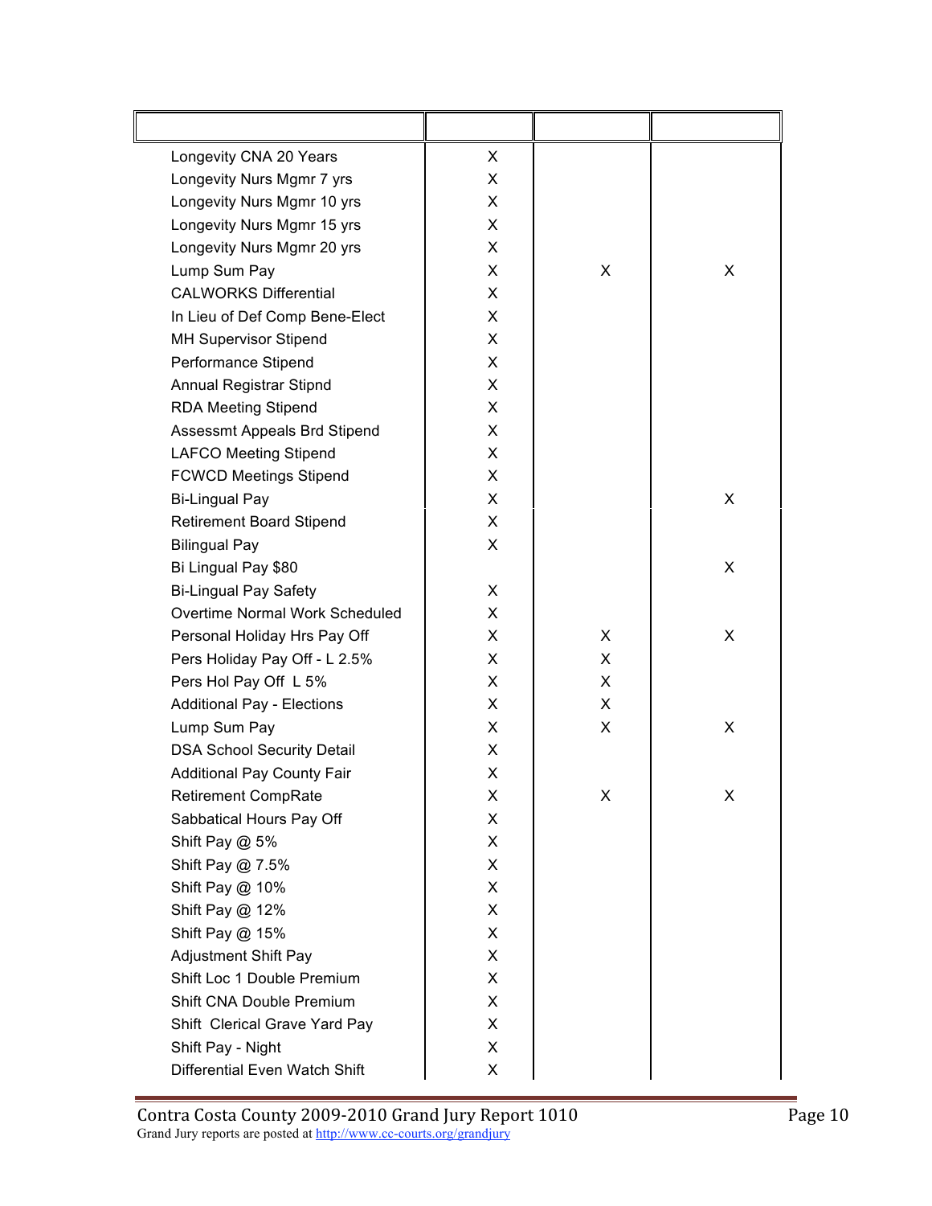| | | | |
|---|---|---|---|
| Longevity CNA 20 Years | X | | |
| Longevity Nurs Mgmr 7 yrs | X | | |
| Longevity Nurs Mgmr 10 yrs | X | | |
| Longevity Nurs Mgmr 15 yrs | X | | |
| Longevity Nurs Mgmr 20 yrs | X | | |
| Lump Sum Pay | X | X | X |
| CALWORKS Differential | X | | |
| In Lieu of Def Comp Bene-Elect | X | | |
| MH Supervisor Stipend | X | | |
| Performance Stipend | X | | |
| Annual Registrar Stipnd | X | | |
| RDA Meeting Stipend | X | | |
| Assessmt Appeals Brd Stipend | X | | |
| LAFCO Meeting Stipend | X | | |
| FCWCD Meetings Stipend | X | | |
| Bi-Lingual Pay | X | | X |
| Retirement Board Stipend | X | | |
| Bilingual Pay | X | | |
| Bi Lingual Pay $80 | | | X |
| Bi-Lingual Pay Safety | X | | |
| Overtime Normal Work Scheduled | X | | |
| Personal Holiday Hrs Pay Off | X | X | X |
| Pers Holiday Pay Off - L 2.5% | X | X | |
| Pers Hol Pay Off L 5% | X | X | |
| Additional Pay - Elections | X | X | |
| Lump Sum Pay | X | X | X |
| DSA School Security Detail | X | | |
| Additional Pay County Fair | X | | |
| Retirement CompRate | X | X | X |
| Sabbatical Hours Pay Off | X | | |
| Shift Pay @ 5% | X | | |
| Shift Pay @ 7.5% | X | | |
| Shift Pay @ 10% | X | | |
| Shift Pay @ 12% | X | | |
| Shift Pay @ 15% | X | | |
| Adjustment Shift Pay | X | | |
| Shift Loc 1 Double Premium | X | | |
| Shift CNA Double Premium | X | | |
| Shift Clerical Grave Yard Pay | X | | |
| Shift Pay - Night | X | | |
| Differential Even Watch Shift | X | | |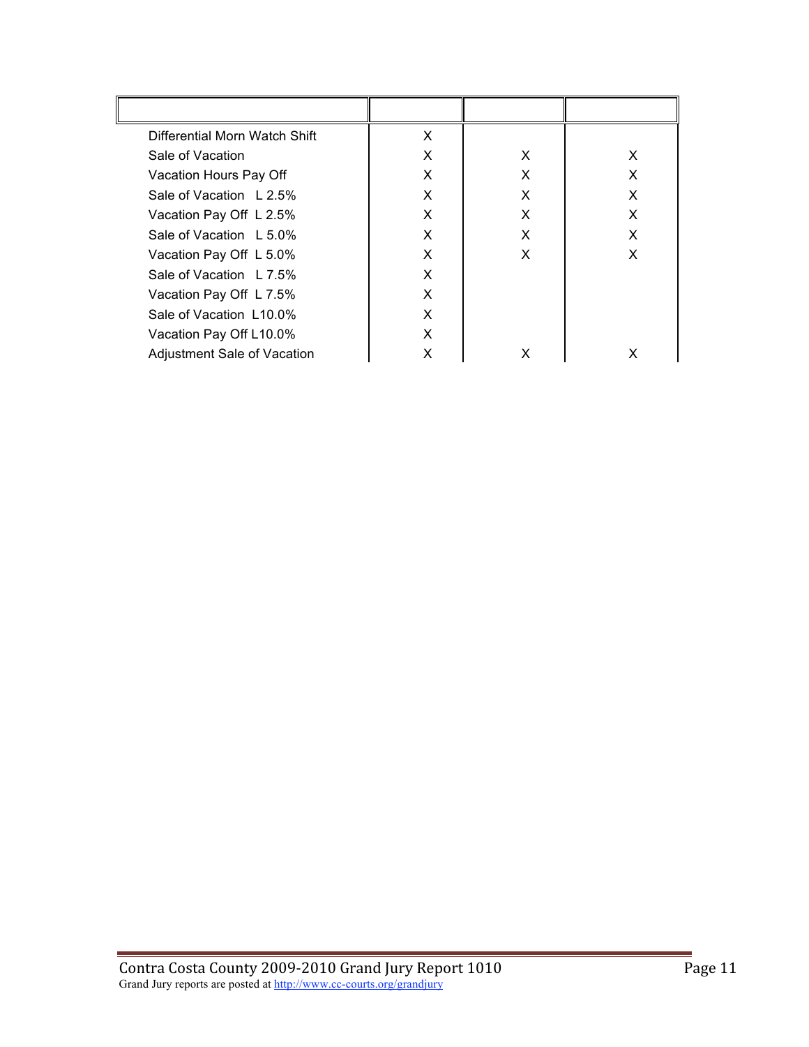| | | | |
|---|---|---|---|
| Differential Morn Watch Shift | X | | |
| Sale of Vacation | X | X | X |
| Vacation Hours Pay Off | X | X | X |
| Sale of Vacation L 2.5% | X | X | X |
| Vacation Pay Off L 2.5% | X | X | X |
| Sale of Vacation L 5.0% | X | X | X |
| Vacation Pay Off L 5.0% | X | X | X |
| Sale of Vacation L 7.5% | X | | |
| Vacation Pay Off L 7.5% | X | | |
| Sale of Vacation L10.0% | X | | |
| Vacation Pay Off L10.0% | X | | |
| Adjustment Sale of Vacation | X | X | X |